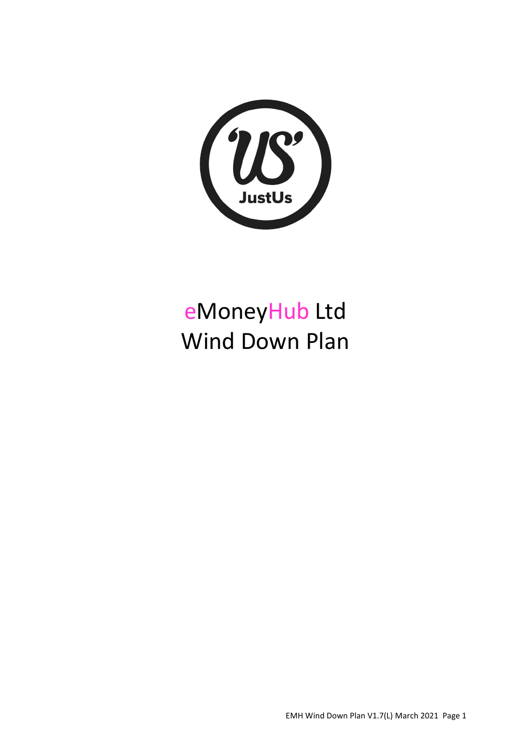# eMoneyHub Ltd
# Wind Down Plan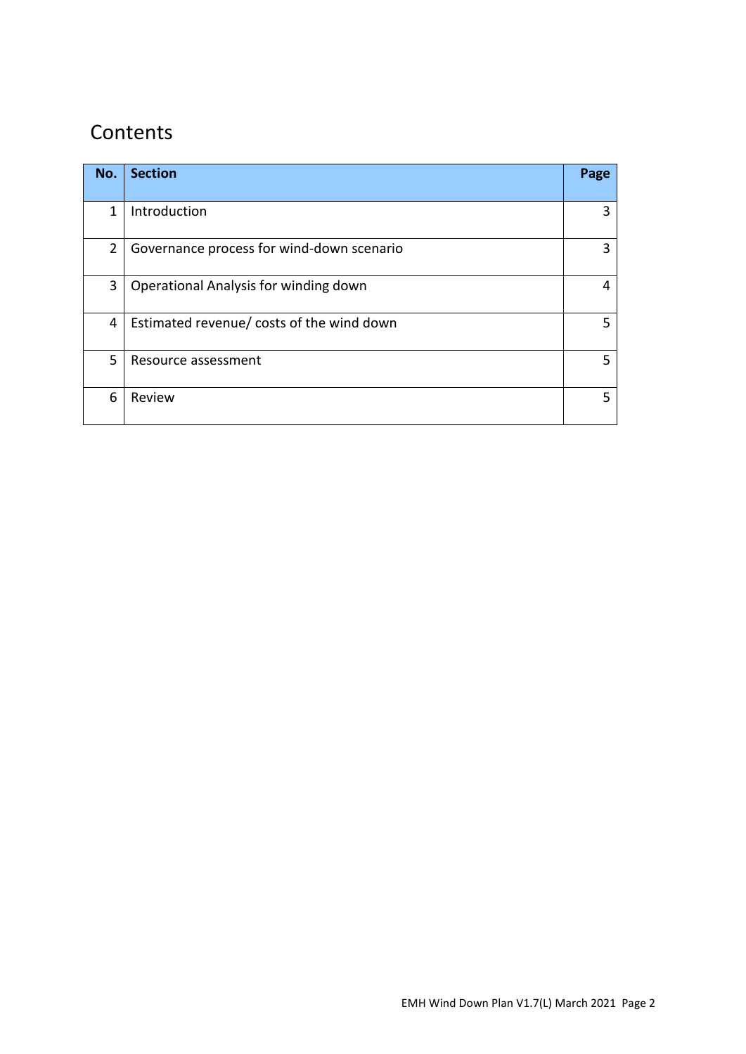# Contents

| No. | Section | Page |
|---|---|---|
| 1 | Introduction | 3 |
| 2 | Governance process for wind-down scenario | 3 |
| 3 | Operational Analysis for winding down | 4 |
| 4 | Estimated revenue/ costs of the wind down | 5 |
| 5 | Resource assessment | 5 |
| 6 | Review | 5 |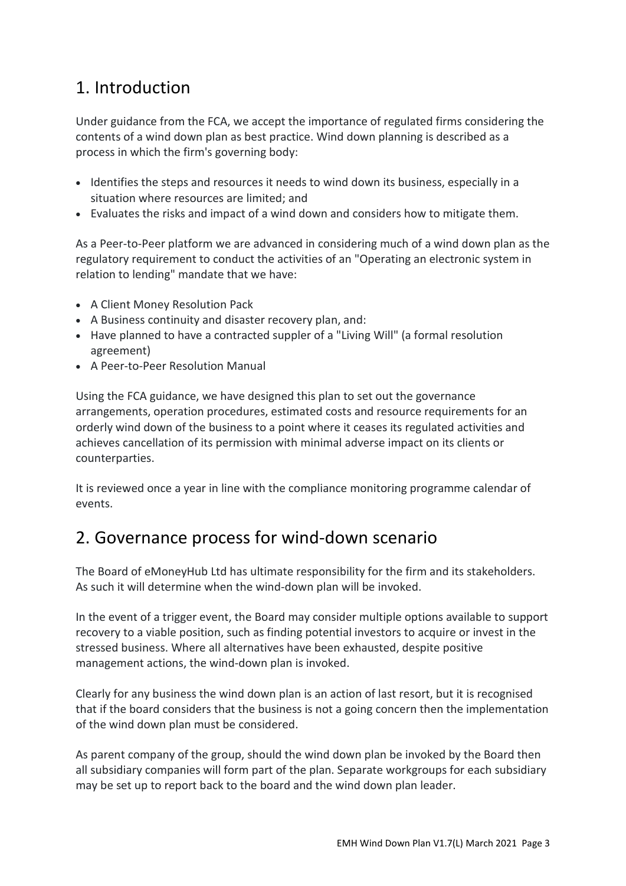## 1. Introduction

Under guidance from the FCA, we accept the importance of regulated firms considering the contents of a wind down plan as best practice. Wind down planning is described as a process in which the firm's governing body:

- Identifies the steps and resources it needs to wind down its business, especially in a situation where resources are limited; and
- Evaluates the risks and impact of a wind down and considers how to mitigate them.

As a Peer-to-Peer platform we are advanced in considering much of a wind down plan as the regulatory requirement to conduct the activities of an "Operating an electronic system in relation to lending" mandate that we have:

- A Client Money Resolution Pack
- A Business continuity and disaster recovery plan, and:
- Have planned to have a contracted suppler of a "Living Will" (a formal resolution agreement)
- A Peer-to-Peer Resolution Manual

Using the FCA guidance, we have designed this plan to set out the governance arrangements, operation procedures, estimated costs and resource requirements for an orderly wind down of the business to a point where it ceases its regulated activities and achieves cancellation of its permission with minimal adverse impact on its clients or counterparties.

It is reviewed once a year in line with the compliance monitoring programme calendar of events.

## 2. Governance process for wind-down scenario

The Board of eMoneyHub Ltd has ultimate responsibility for the firm and its stakeholders. As such it will determine when the wind-down plan will be invoked.

In the event of a trigger event, the Board may consider multiple options available to support recovery to a viable position, such as finding potential investors to acquire or invest in the stressed business. Where all alternatives have been exhausted, despite positive management actions, the wind-down plan is invoked.

Clearly for any business the wind down plan is an action of last resort, but it is recognised that if the board considers that the business is not a going concern then the implementation of the wind down plan must be considered.

As parent company of the group, should the wind down plan be invoked by the Board then all subsidiary companies will form part of the plan. Separate workgroups for each subsidiary may be set up to report back to the board and the wind down plan leader.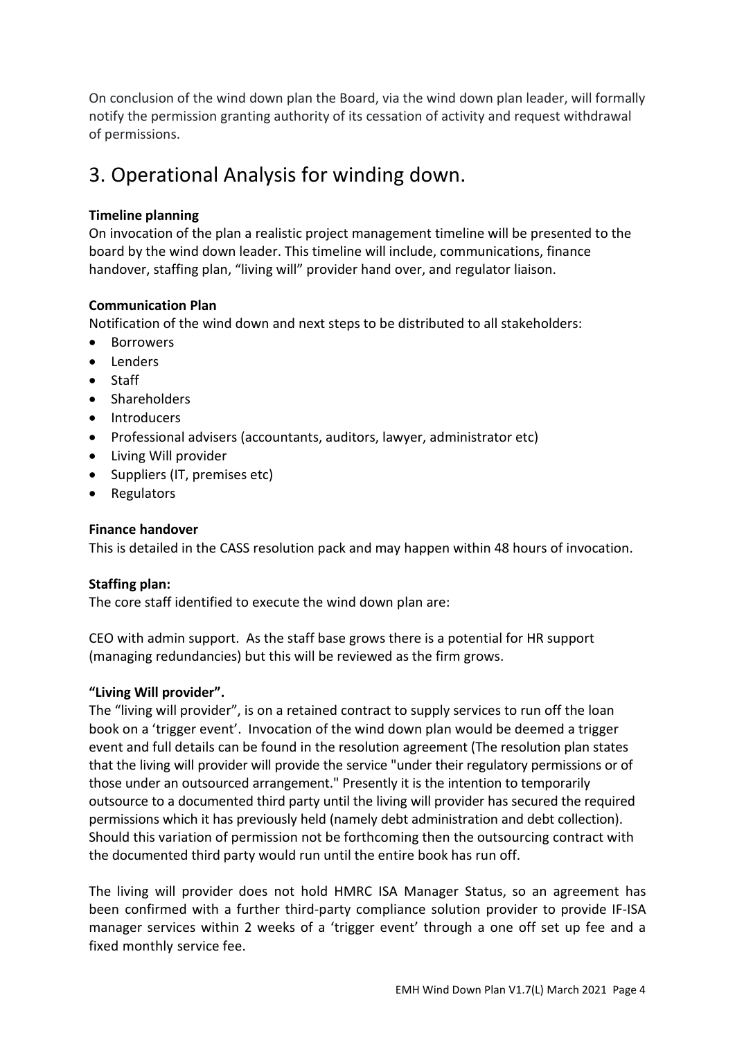On conclusion of the wind down plan the Board, via the wind down plan leader, will formally notify the permission granting authority of its cessation of activity and request withdrawal of permissions.

# 3. Operational Analysis for winding down.

**Timeline planning**
On invocation of the plan a realistic project management timeline will be presented to the board by the wind down leader. This timeline will include, communications, finance handover, staffing plan, "living will" provider hand over, and regulator liaison.

**Communication Plan**
Notification of the wind down and next steps to be distributed to all stakeholders:

- Borrowers
- Lenders
- Staff
- Shareholders
- Introducers
- Professional advisers (accountants, auditors, lawyer, administrator etc)
- Living Will provider
- Suppliers (IT, premises etc)
- Regulators

**Finance handover**
This is detailed in the CASS resolution pack and may happen within 48 hours of invocation.

**Staffing plan:**
The core staff identified to execute the wind down plan are:

CEO with admin support. As the staff base grows there is a potential for HR support (managing redundancies) but this will be reviewed as the firm grows.

**"Living Will provider".**
The "living will provider", is on a retained contract to supply services to run off the loan book on a 'trigger event'. Invocation of the wind down plan would be deemed a trigger event and full details can be found in the resolution agreement (The resolution plan states that the living will provider will provide the service "under their regulatory permissions or of those under an outsourced arrangement." Presently it is the intention to temporarily outsource to a documented third party until the living will provider has secured the required permissions which it has previously held (namely debt administration and debt collection). Should this variation of permission not be forthcoming then the outsourcing contract with the documented third party would run until the entire book has run off.

The living will provider does not hold HMRC ISA Manager Status, so an agreement has been confirmed with a further third-party compliance solution provider to provide IF-ISA manager services within 2 weeks of a 'trigger event' through a one off set up fee and a fixed monthly service fee.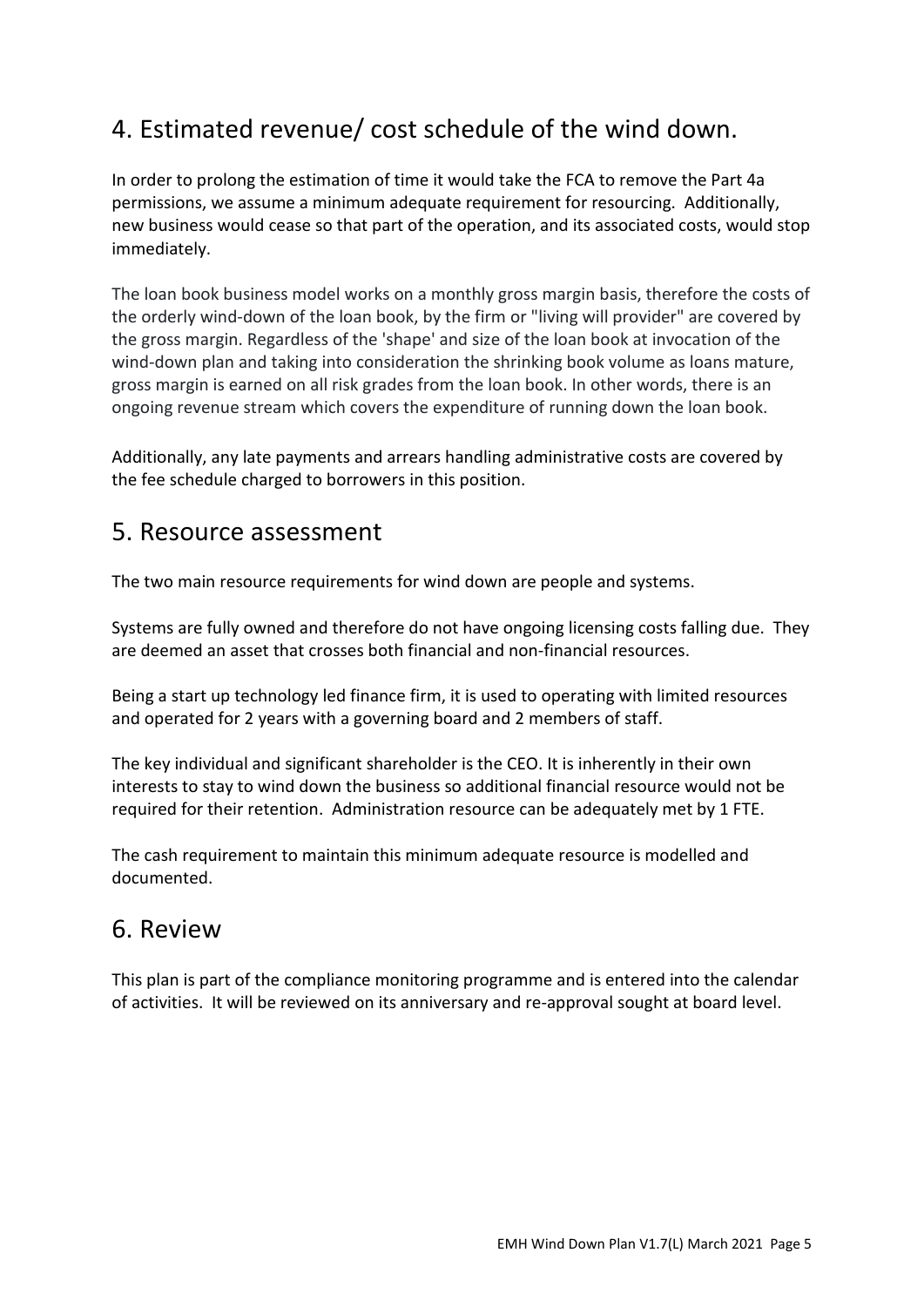## 4. Estimated revenue/ cost schedule of the wind down.

In order to prolong the estimation of time it would take the FCA to remove the Part 4a permissions, we assume a minimum adequate requirement for resourcing. Additionally, new business would cease so that part of the operation, and its associated costs, would stop immediately.

The loan book business model works on a monthly gross margin basis, therefore the costs of the orderly wind-down of the loan book, by the firm or "living will provider" are covered by the gross margin. Regardless of the 'shape' and size of the loan book at invocation of the wind-down plan and taking into consideration the shrinking book volume as loans mature, gross margin is earned on all risk grades from the loan book. In other words, there is an ongoing revenue stream which covers the expenditure of running down the loan book.

Additionally, any late payments and arrears handling administrative costs are covered by the fee schedule charged to borrowers in this position.

## 5. Resource assessment

The two main resource requirements for wind down are people and systems.

Systems are fully owned and therefore do not have ongoing licensing costs falling due. They are deemed an asset that crosses both financial and non-financial resources.

Being a start up technology led finance firm, it is used to operating with limited resources and operated for 2 years with a governing board and 2 members of staff.

The key individual and significant shareholder is the CEO. It is inherently in their own interests to stay to wind down the business so additional financial resource would not be required for their retention. Administration resource can be adequately met by 1 FTE.

The cash requirement to maintain this minimum adequate resource is modelled and documented.

## 6. Review

This plan is part of the compliance monitoring programme and is entered into the calendar of activities. It will be reviewed on its anniversary and re-approval sought at board level.